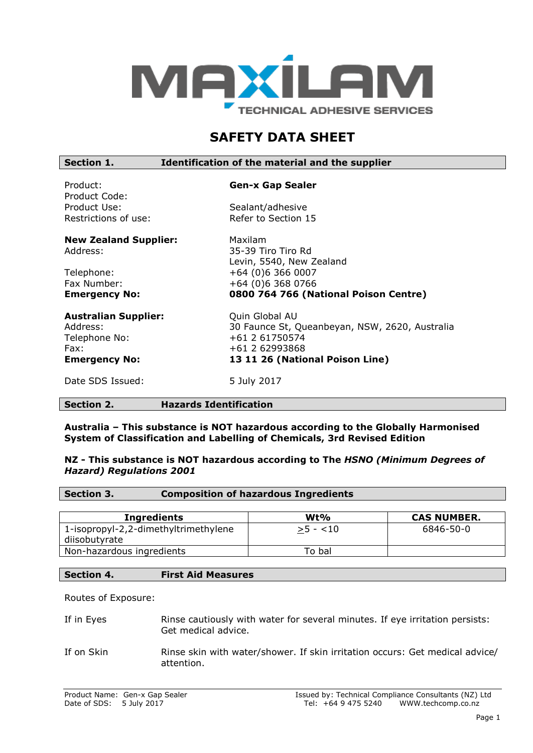MAXILAM
TECHNICAL ADHESIVE SERVICES

# SAFETY DATA SHEET

## Section 1. Identification of the material and the supplier

| | |
|---|---|
| Product: | **Gen-x Gap Sealer** |
| Product Code: | |
| Product Use: | Sealant/adhesive |
| Restrictions of use: | Refer to Section 15 |
| **New Zealand Supplier:** | Maxilam |
| Address: | 35-39 Tiro Tiro Rd<br>Levin, 5540, New Zealand |
| Telephone: | +64 (0)6 366 0007 |
| Fax Number: | +64 (0)6 368 0766 |
| **Emergency No:** | **0800 764 766 (National Poison Centre)** |
| **Australian Supplier:** | Quin Global AU |
| Address: | 30 Faunce St, Queanbeyan, NSW, 2620, Australia |
| Telephone No: | +61 2 61750574 |
| Fax: | +61 2 62993868 |
| **Emergency No:** | **13 11 26 (National Poison Line)** |
| Date SDS Issued: | 5 July 2017 |

## Section 2. Hazards Identification

**Australia – This substance is NOT hazardous according to the Globally Harmonised System of Classification and Labelling of Chemicals, 3rd Revised Edition**

**NZ - This substance is NOT hazardous according to The *HSNO (Minimum Degrees of Hazard) Regulations 2001***

## Section 3. Composition of hazardous Ingredients

| Ingredients | Wt% | CAS NUMBER. |
|---|---|---|
| 1-isopropyl-2,2-dimethyltrimethylene diisobutyrate | ≥5 - <10 | 6846-50-0 |
| Non-hazardous ingredients | To bal | |

## Section 4. First Aid Measures

Routes of Exposure:

If in Eyes: Rinse cautiously with water for several minutes. If eye irritation persists: Get medical advice.

If on Skin: Rinse skin with water/shower. If skin irritation occurs: Get medical advice/ attention.

Product Name: Gen-x Gap Sealer
Date of SDS: 5 July 2017

Issued by: Technical Compliance Consultants (NZ) Ltd
Tel: +64 9 475 5240 WWW.techcomp.co.nz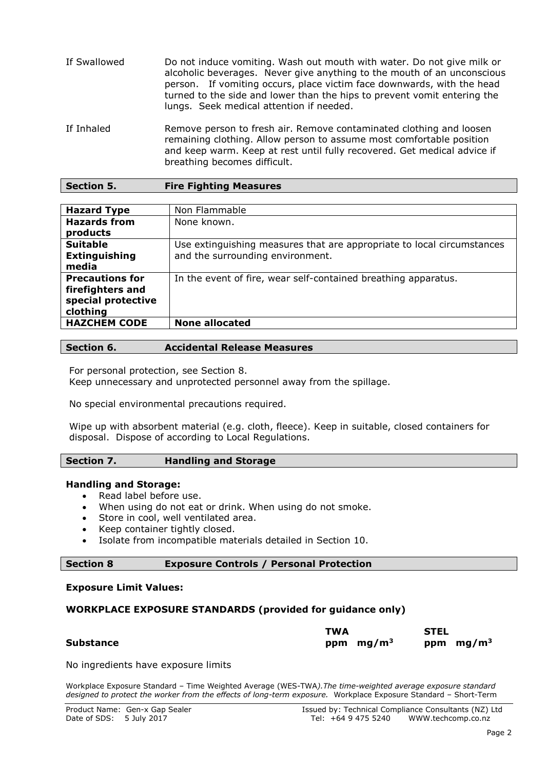| | |
|---|---|
| If Swallowed | Do not induce vomiting. Wash out mouth with water. Do not give milk or alcoholic beverages. Never give anything to the mouth of an unconscious person. If vomiting occurs, place victim face downwards, with the head turned to the side and lower than the hips to prevent vomit entering the lungs. Seek medical attention if needed. |
| If Inhaled | Remove person to fresh air. Remove contaminated clothing and loosen remaining clothing. Allow person to assume most comfortable position and keep warm. Keep at rest until fully recovered. Get medical advice if breathing becomes difficult. |

## Section 5. Fire Fighting Measures

| | |
|---|---|
| **Hazard Type** | Non Flammable |
| **Hazards from products** | None known. |
| **Suitable Extinguishing media** | Use extinguishing measures that are appropriate to local circumstances and the surrounding environment. |
| **Precautions for firefighters and special protective clothing** | In the event of fire, wear self-contained breathing apparatus. |
| **HAZCHEM CODE** | **None allocated** |

## Section 6. Accidental Release Measures

For personal protection, see Section 8.
Keep unnecessary and unprotected personnel away from the spillage.

No special environmental precautions required.

Wipe up with absorbent material (e.g. cloth, fleece). Keep in suitable, closed containers for disposal. Dispose of according to Local Regulations.

## Section 7. Handling and Storage

**Handling and Storage:**

- Read label before use.
- When using do not eat or drink. When using do not smoke.
- Store in cool, well ventilated area.
- Keep container tightly closed.
- Isolate from incompatible materials detailed in Section 10.

## Section 8 Exposure Controls / Personal Protection

**Exposure Limit Values:**

**WORKPLACE EXPOSURE STANDARDS (provided for guidance only)**

| **Substance** | **TWA ppm** | **TWA mg/m³** | **STEL ppm** | **STEL mg/m³** |
|---|---|---|---|---|

No ingredients have exposure limits

Workplace Exposure Standard – Time Weighted Average (WES-TWA*).The time-weighted average exposure standard designed to protect the worker from the effects of long-term exposure.* Workplace Exposure Standard – Short-Term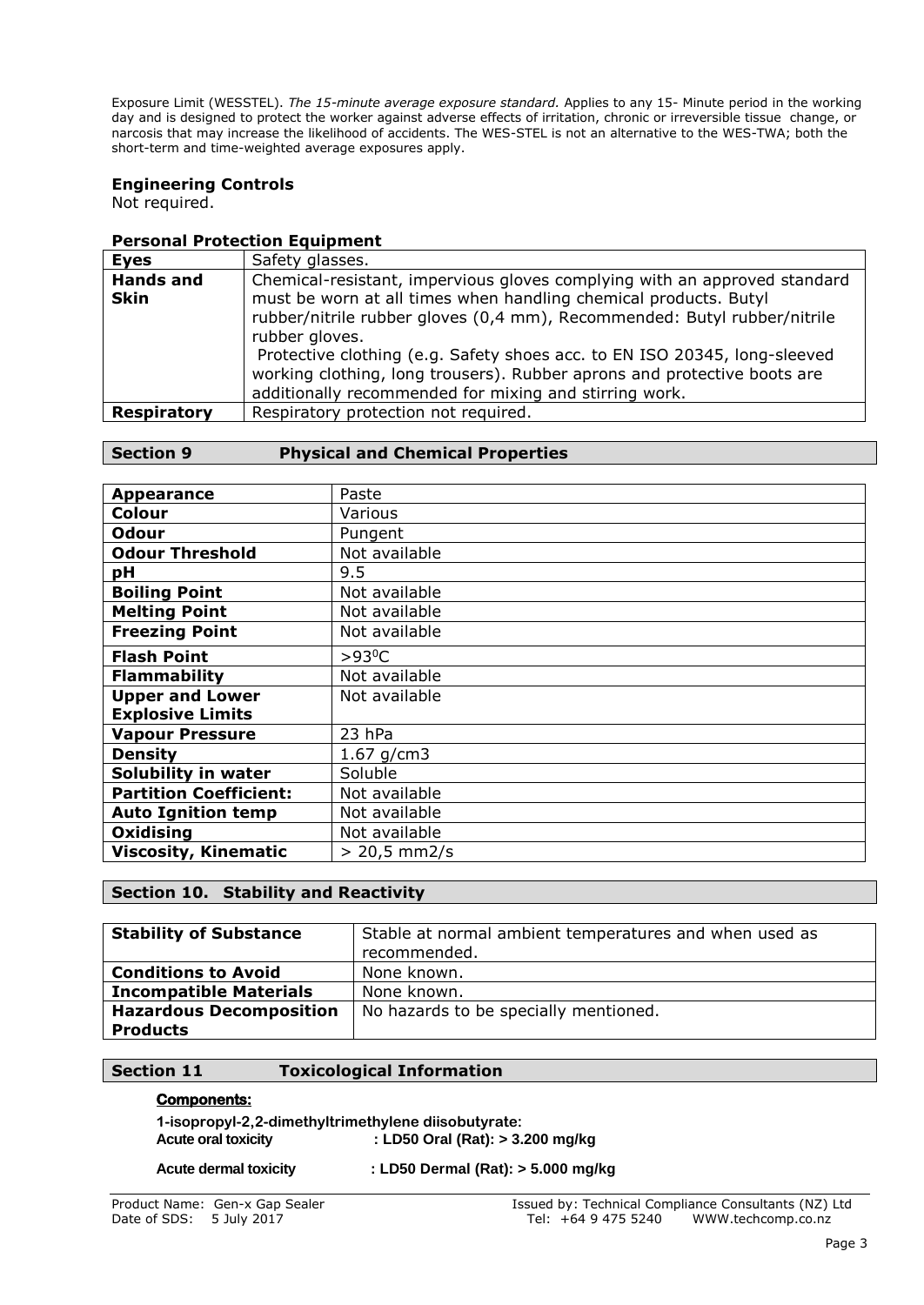Exposure Limit (WESSTEL). *The 15-minute average exposure standard.* Applies to any 15- Minute period in the working day and is designed to protect the worker against adverse effects of irritation, chronic or irreversible tissue change, or narcosis that may increase the likelihood of accidents. The WES-STEL is not an alternative to the WES-TWA; both the short-term and time-weighted average exposures apply.

**Engineering Controls**

Not required.

**Personal Protection Equipment**

| | |
|---|---|
| **Eyes** | Safety glasses. |
| **Hands and Skin** | Chemical-resistant, impervious gloves complying with an approved standard must be worn at all times when handling chemical products. Butyl rubber/nitrile rubber gloves (0,4 mm), Recommended: Butyl rubber/nitrile rubber gloves. Protective clothing (e.g. Safety shoes acc. to EN ISO 20345, long-sleeved working clothing, long trousers). Rubber aprons and protective boots are additionally recommended for mixing and stirring work. |
| **Respiratory** | Respiratory protection not required. |

## Section 9 Physical and Chemical Properties

| | |
|---|---|
| **Appearance** | Paste |
| **Colour** | Various |
| **Odour** | Pungent |
| **Odour Threshold** | Not available |
| **pH** | 9.5 |
| **Boiling Point** | Not available |
| **Melting Point** | Not available |
| **Freezing Point** | Not available |
| **Flash Point** | >93$^0$C |
| **Flammability** | Not available |
| **Upper and Lower Explosive Limits** | Not available |
| **Vapour Pressure** | 23 hPa |
| **Density** | 1.67 g/cm3 |
| **Solubility in water** | Soluble |
| **Partition Coefficient:** | Not available |
| **Auto Ignition temp** | Not available |
| **Oxidising** | Not available |
| **Viscosity, Kinematic** | > 20,5 mm2/s |

## Section 10. Stability and Reactivity

| | |
|---|---|
| **Stability of Substance** | Stable at normal ambient temperatures and when used as recommended. |
| **Conditions to Avoid** | None known. |
| **Incompatible Materials** | None known. |
| **Hazardous Decomposition Products** | No hazards to be specially mentioned. |

## Section 11 Toxicological Information

**Components:**

**1-isopropyl-2,2-dimethyltrimethylene diisobutyrate:**

**Acute oral toxicity** : **LD50 Oral (Rat): > 3.200 mg/kg**

**Acute dermal toxicity** : **LD50 Dermal (Rat): > 5.000 mg/kg**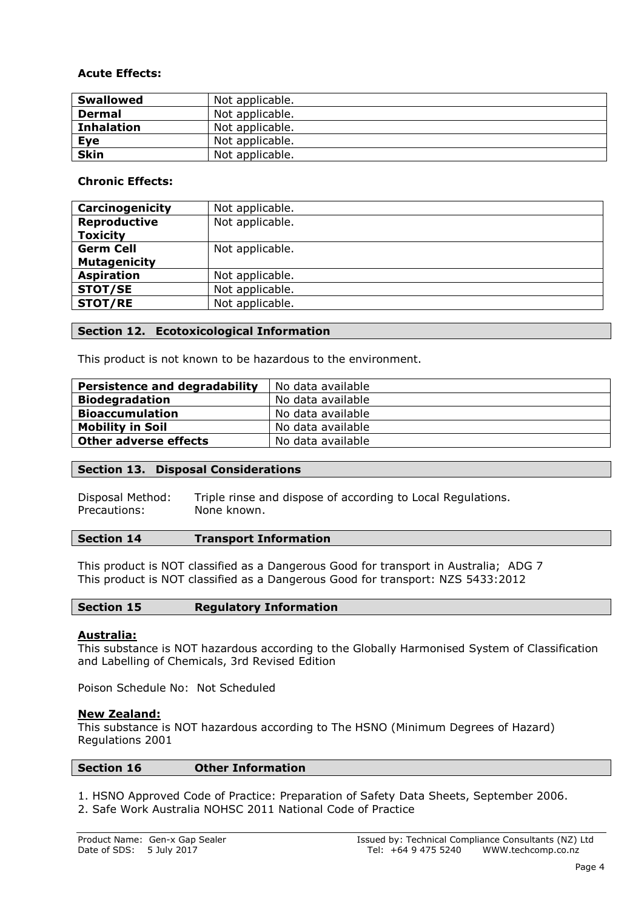**Acute Effects:**

| | |
|---|---|
| **Swallowed** | Not applicable. |
| **Dermal** | Not applicable. |
| **Inhalation** | Not applicable. |
| **Eye** | Not applicable. |
| **Skin** | Not applicable. |

**Chronic Effects:**

| | |
|---|---|
| **Carcinogenicity** | Not applicable. |
| **Reproductive Toxicity** | Not applicable. |
| **Germ Cell Mutagenicity** | Not applicable. |
| **Aspiration** | Not applicable. |
| **STOT/SE** | Not applicable. |
| **STOT/RE** | Not applicable. |

## Section 12. Ecotoxicological Information

This product is not known to be hazardous to the environment.

| | |
|---|---|
| **Persistence and degradability** | No data available |
| **Biodegradation** | No data available |
| **Bioaccumulation** | No data available |
| **Mobility in Soil** | No data available |
| **Other adverse effects** | No data available |

## Section 13. Disposal Considerations

Disposal Method: Triple rinse and dispose of according to Local Regulations.
Precautions: None known.

## Section 14 Transport Information

This product is NOT classified as a Dangerous Good for transport in Australia; ADG 7
This product is NOT classified as a Dangerous Good for transport: NZS 5433:2012

## Section 15 Regulatory Information

**Australia:**

This substance is NOT hazardous according to the Globally Harmonised System of Classification and Labelling of Chemicals, 3rd Revised Edition

Poison Schedule No: Not Scheduled

**New Zealand:**

This substance is NOT hazardous according to The HSNO (Minimum Degrees of Hazard) Regulations 2001

## Section 16 Other Information

1. HSNO Approved Code of Practice: Preparation of Safety Data Sheets, September 2006.
2. Safe Work Australia NOHSC 2011 National Code of Practice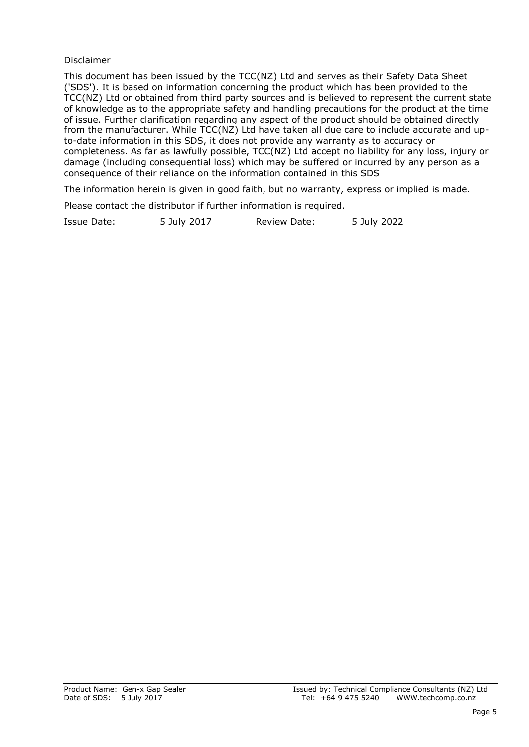Disclaimer

This document has been issued by the TCC(NZ) Ltd and serves as their Safety Data Sheet ('SDS'). It is based on information concerning the product which has been provided to the TCC(NZ) Ltd or obtained from third party sources and is believed to represent the current state of knowledge as to the appropriate safety and handling precautions for the product at the time of issue. Further clarification regarding any aspect of the product should be obtained directly from the manufacturer. While TCC(NZ) Ltd have taken all due care to include accurate and up-to-date information in this SDS, it does not provide any warranty as to accuracy or completeness. As far as lawfully possible, TCC(NZ) Ltd accept no liability for any loss, injury or damage (including consequential loss) which may be suffered or incurred by any person as a consequence of their reliance on the information contained in this SDS

The information herein is given in good faith, but no warranty, express or implied is made.

Please contact the distributor if further information is required.

Issue Date: 5 July 2017 Review Date: 5 July 2022